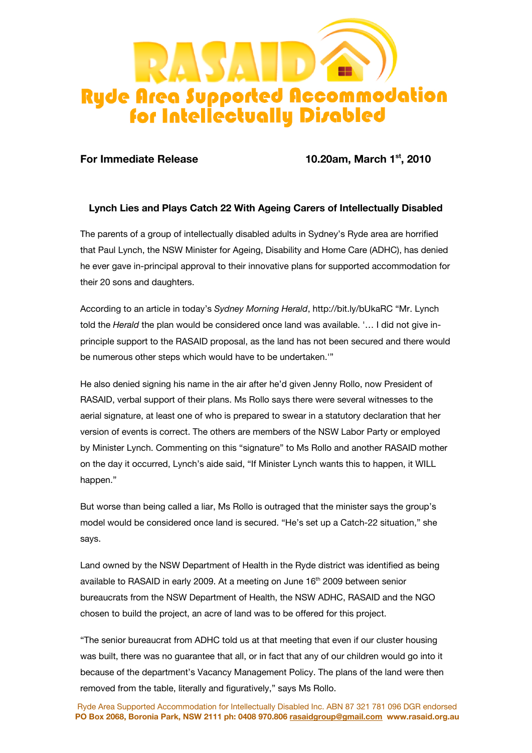# RASAID

## Ryde Area Supported Accommodation for Intellectually Disabled

**For Immediate Release** **10.20am, March 1st, 2010**

### Lynch Lies and Plays Catch 22 With Ageing Carers of Intellectually Disabled

The parents of a group of intellectually disabled adults in Sydney's Ryde area are horrified that Paul Lynch, the NSW Minister for Ageing, Disability and Home Care (ADHC), has denied he ever gave in-principal approval to their innovative plans for supported accommodation for their 20 sons and daughters.

According to an article in today's *Sydney Morning Herald*, http://bit.ly/bUkaRC "Mr. Lynch told the *Herald* the plan would be considered once land was available. '… I did not give in-principle support to the RASAID proposal, as the land has not been secured and there would be numerous other steps which would have to be undertaken.'"

He also denied signing his name in the air after he'd given Jenny Rollo, now President of RASAID, verbal support of their plans. Ms Rollo says there were several witnesses to the aerial signature, at least one of who is prepared to swear in a statutory declaration that her version of events is correct. The others are members of the NSW Labor Party or employed by Minister Lynch. Commenting on this "signature" to Ms Rollo and another RASAID mother on the day it occurred, Lynch's aide said, "If Minister Lynch wants this to happen, it WILL happen."

But worse than being called a liar, Ms Rollo is outraged that the minister says the group's model would be considered once land is secured. "He's set up a Catch-22 situation," she says.

Land owned by the NSW Department of Health in the Ryde district was identified as being available to RASAID in early 2009. At a meeting on June 16th 2009 between senior bureaucrats from the NSW Department of Health, the NSW ADHC, RASAID and the NGO chosen to build the project, an acre of land was to be offered for this project.

"The senior bureaucrat from ADHC told us at that meeting that even if our cluster housing was built, there was no guarantee that all, or in fact that any of our children would go into it because of the department's Vacancy Management Policy. The plans of the land were then removed from the table, literally and figuratively," says Ms Rollo.

Ryde Area Supported Accommodation for Intellectually Disabled Inc. ABN 87 321 781 096 DGR endorsed
**PO Box 2068, Boronia Park, NSW 2111 ph: 0408 970.806 rasaidgroup@gmail.com www.rasaid.org.au**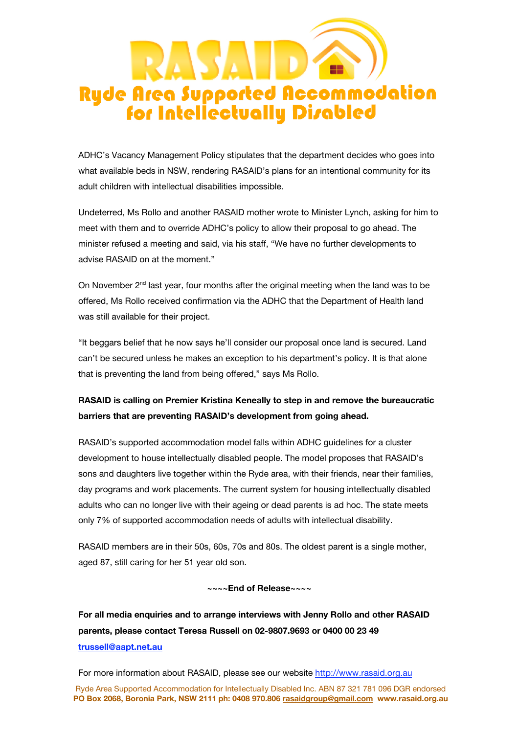# RASAID

## Ryde Area Supported Accommodation for Intellectually Disabled

ADHC's Vacancy Management Policy stipulates that the department decides who goes into what available beds in NSW, rendering RASAID's plans for an intentional community for its adult children with intellectual disabilities impossible.

Undeterred, Ms Rollo and another RASAID mother wrote to Minister Lynch, asking for him to meet with them and to override ADHC's policy to allow their proposal to go ahead. The minister refused a meeting and said, via his staff, "We have no further developments to advise RASAID on at the moment."

On November 2nd last year, four months after the original meeting when the land was to be offered, Ms Rollo received confirmation via the ADHC that the Department of Health land was still available for their project.

"It beggars belief that he now says he'll consider our proposal once land is secured. Land can't be secured unless he makes an exception to his department's policy. It is that alone that is preventing the land from being offered," says Ms Rollo.

**RASAID is calling on Premier Kristina Keneally to step in and remove the bureaucratic barriers that are preventing RASAID's development from going ahead.**

RASAID's supported accommodation model falls within ADHC guidelines for a cluster development to house intellectually disabled people. The model proposes that RASAID's sons and daughters live together within the Ryde area, with their friends, near their families, day programs and work placements. The current system for housing intellectually disabled adults who can no longer live with their ageing or dead parents is ad hoc. The state meets only 7% of supported accommodation needs of adults with intellectual disability.

RASAID members are in their 50s, 60s, 70s and 80s. The oldest parent is a single mother, aged 87, still caring for her 51 year old son.

**~~~~End of Release~~~~**

**For all media enquiries and to arrange interviews with Jenny Rollo and other RASAID parents, please contact Teresa Russell on 02-9807.9693 or 0400 00 23 49 trussell@aapt.net.au**

For more information about RASAID, please see our website http://www.rasaid.org.au

Ryde Area Supported Accommodation for Intellectually Disabled Inc. ABN 87 321 781 096 DGR endorsed
**PO Box 2068, Boronia Park, NSW 2111 ph: 0408 970.806 rasaidgroup@gmail.com www.rasaid.org.au**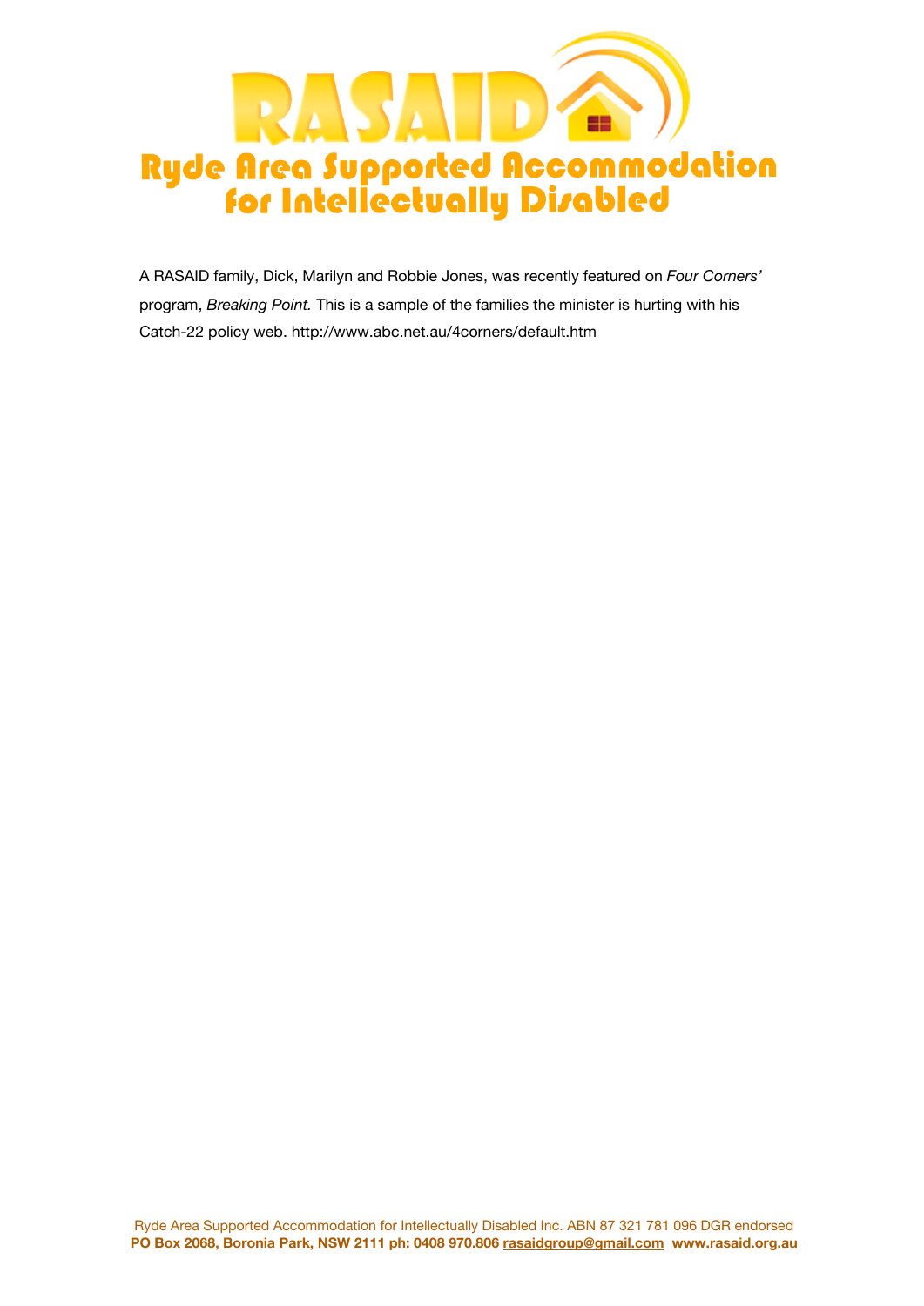# RASAID

## Ryde Area Supported Accommodation for Intellectually Disabled

A RASAID family, Dick, Marilyn and Robbie Jones, was recently featured on *Four Corners'* program, *Breaking Point.* This is a sample of the families the minister is hurting with his Catch-22 policy web. http://www.abc.net.au/4corners/default.htm

Ryde Area Supported Accommodation for Intellectually Disabled Inc. ABN 87 321 781 096 DGR endorsed
**PO Box 2068, Boronia Park, NSW 2111 ph: 0408 970.806 rasaidgroup@gmail.com www.rasaid.org.au**